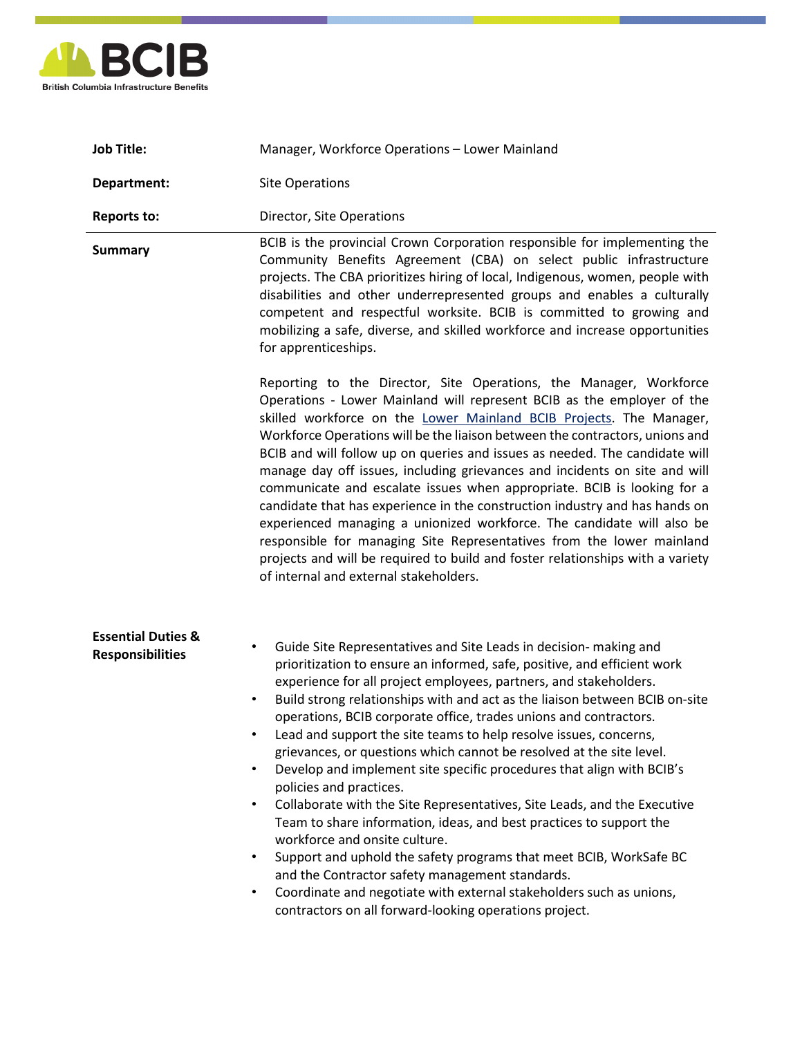BCIB

British Columbia Infrastructure Benefits

| | |
|---|---|
| **Job Title:** | Manager, Workforce Operations – Lower Mainland |
| **Department:** | Site Operations |
| **Reports to:** | Director, Site Operations |

**Summary**

BCIB is the provincial Crown Corporation responsible for implementing the Community Benefits Agreement (CBA) on select public infrastructure projects. The CBA prioritizes hiring of local, Indigenous, women, people with disabilities and other underrepresented groups and enables a culturally competent and respectful worksite. BCIB is committed to growing and mobilizing a safe, diverse, and skilled workforce and increase opportunities for apprenticeships.

Reporting to the Director, Site Operations, the Manager, Workforce Operations - Lower Mainland will represent BCIB as the employer of the skilled workforce on the Lower Mainland BCIB Projects. The Manager, Workforce Operations will be the liaison between the contractors, unions and BCIB and will follow up on queries and issues as needed. The candidate will manage day off issues, including grievances and incidents on site and will communicate and escalate issues when appropriate. BCIB is looking for a candidate that has experience in the construction industry and has hands on experienced managing a unionized workforce. The candidate will also be responsible for managing Site Representatives from the lower mainland projects and will be required to build and foster relationships with a variety of internal and external stakeholders.

**Essential Duties & Responsibilities**

- Guide Site Representatives and Site Leads in decision- making and prioritization to ensure an informed, safe, positive, and efficient work experience for all project employees, partners, and stakeholders.
- Build strong relationships with and act as the liaison between BCIB on-site operations, BCIB corporate office, trades unions and contractors.
- Lead and support the site teams to help resolve issues, concerns, grievances, or questions which cannot be resolved at the site level.
- Develop and implement site specific procedures that align with BCIB's policies and practices.
- Collaborate with the Site Representatives, Site Leads, and the Executive Team to share information, ideas, and best practices to support the workforce and onsite culture.
- Support and uphold the safety programs that meet BCIB, WorkSafe BC and the Contractor safety management standards.
- Coordinate and negotiate with external stakeholders such as unions, contractors on all forward-looking operations project.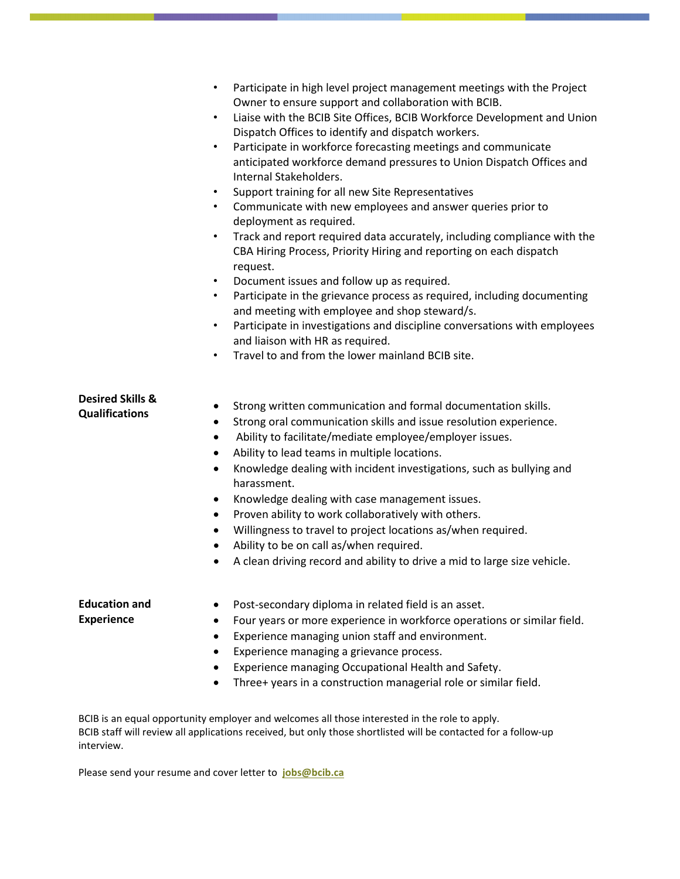- Participate in high level project management meetings with the Project Owner to ensure support and collaboration with BCIB.
- Liaise with the BCIB Site Offices, BCIB Workforce Development and Union Dispatch Offices to identify and dispatch workers.
- Participate in workforce forecasting meetings and communicate anticipated workforce demand pressures to Union Dispatch Offices and Internal Stakeholders.
- Support training for all new Site Representatives
- Communicate with new employees and answer queries prior to deployment as required.
- Track and report required data accurately, including compliance with the CBA Hiring Process, Priority Hiring and reporting on each dispatch request.
- Document issues and follow up as required.
- Participate in the grievance process as required, including documenting and meeting with employee and shop steward/s.
- Participate in investigations and discipline conversations with employees and liaison with HR as required.
- Travel to and from the lower mainland BCIB site.

**Desired Skills & Qualifications**

- Strong written communication and formal documentation skills.
- Strong oral communication skills and issue resolution experience.
- Ability to facilitate/mediate employee/employer issues.
- Ability to lead teams in multiple locations.
- Knowledge dealing with incident investigations, such as bullying and harassment.
- Knowledge dealing with case management issues.
- Proven ability to work collaboratively with others.
- Willingness to travel to project locations as/when required.
- Ability to be on call as/when required.
- A clean driving record and ability to drive a mid to large size vehicle.

**Education and Experience**

- Post-secondary diploma in related field is an asset.
- Four years or more experience in workforce operations or similar field.
- Experience managing union staff and environment.
- Experience managing a grievance process.
- Experience managing Occupational Health and Safety.
- Three+ years in a construction managerial role or similar field.

BCIB is an equal opportunity employer and welcomes all those interested in the role to apply.
BCIB staff will review all applications received, but only those shortlisted will be contacted for a follow-up interview.

Please send your resume and cover letter to **jobs@bcib.ca**